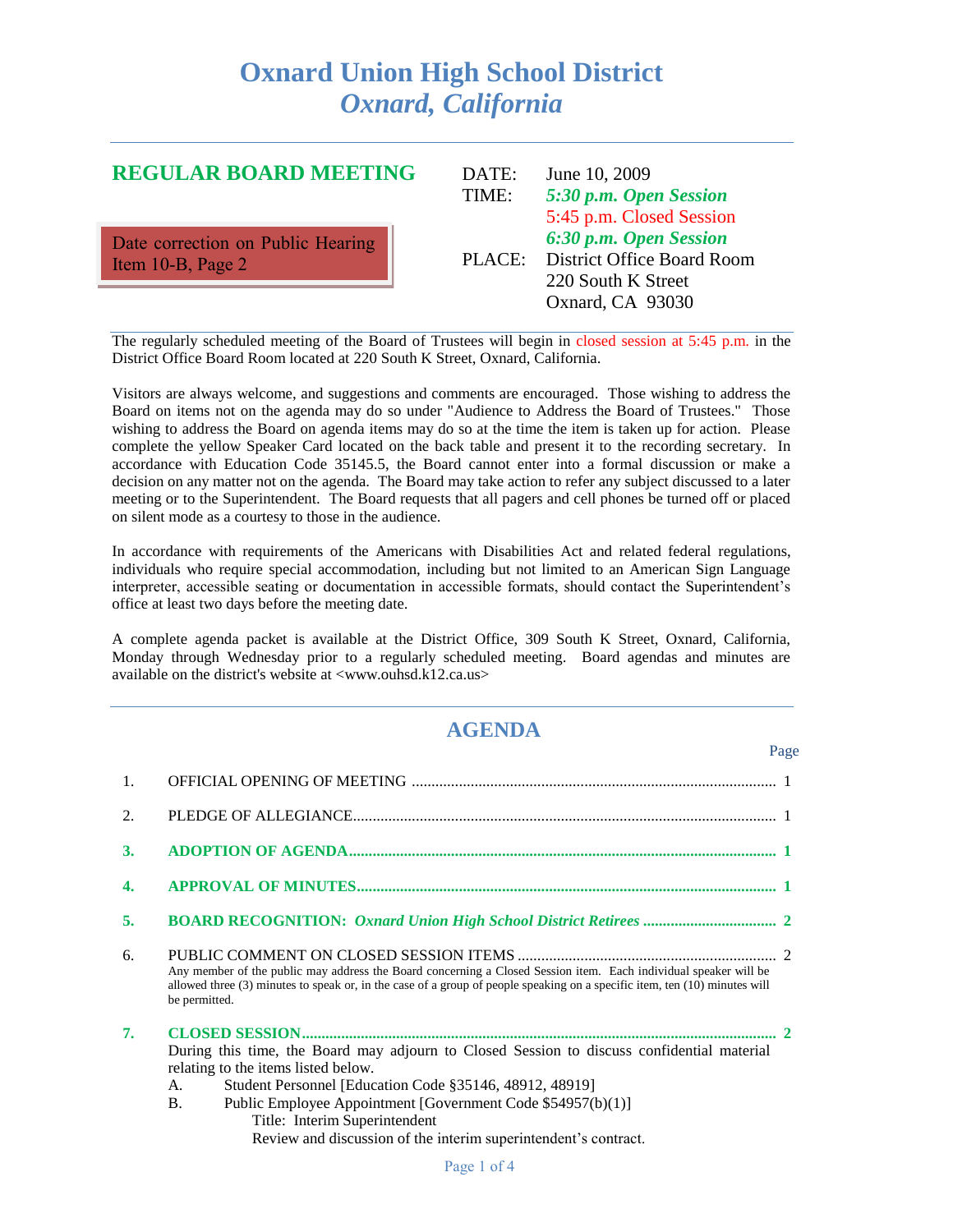# Oxnard Union High School District
## *Oxnard, California*

---

## REGULAR BOARD MEETING

Date correction on Public Hearing Item 10-B, Page 2

DATE: June 10, 2009

TIME: ***5:30 p.m. Open Session***
5:45 p.m. Closed Session
***6:30 p.m. Open Session***

PLACE: District Office Board Room
220 South K Street
Oxnard, CA 93030

---

The regularly scheduled meeting of the Board of Trustees will begin in closed session at 5:45 p.m. in the District Office Board Room located at 220 South K Street, Oxnard, California.

Visitors are always welcome, and suggestions and comments are encouraged. Those wishing to address the Board on items not on the agenda may do so under "Audience to Address the Board of Trustees." Those wishing to address the Board on agenda items may do so at the time the item is taken up for action. Please complete the yellow Speaker Card located on the back table and present it to the recording secretary. In accordance with Education Code 35145.5, the Board cannot enter into a formal discussion or make a decision on any matter not on the agenda. The Board may take action to refer any subject discussed to a later meeting or to the Superintendent. The Board requests that all pagers and cell phones be turned off or placed on silent mode as a courtesy to those in the audience.

In accordance with requirements of the Americans with Disabilities Act and related federal regulations, individuals who require special accommodation, including but not limited to an American Sign Language interpreter, accessible seating or documentation in accessible formats, should contact the Superintendent's office at least two days before the meeting date.

A complete agenda packet is available at the District Office, 309 South K Street, Oxnard, California, Monday through Wednesday prior to a regularly scheduled meeting. Board agendas and minutes are available on the district's website at <www.ouhsd.k12.ca.us>

---

## AGENDA

| | | Page |
|---|---|---|
| 1. | OFFICIAL OPENING OF MEETING | 1 |
| 2. | PLEDGE OF ALLEGIANCE | 1 |
| **3.** | **ADOPTION OF AGENDA** | **1** |
| **4.** | **APPROVAL OF MINUTES** | **1** |
| **5.** | **BOARD RECOGNITION:** ***Oxnard Union High School District Retirees*** | **2** |
| 6. | PUBLIC COMMENT ON CLOSED SESSION ITEMS | 2 |
| **7.** | **CLOSED SESSION** | **2** |

6. Any member of the public may address the Board concerning a Closed Session item. Each individual speaker will be allowed three (3) minutes to speak or, in the case of a group of people speaking on a specific item, ten (10) minutes will be permitted.

7. During this time, the Board may adjourn to Closed Session to discuss confidential material relating to the items listed below.

   A. Student Personnel [Education Code §35146, 48912, 48919]

   B. Public Employee Appointment [Government Code $54957(b)(1)]
      Title: Interim Superintendent
      Review and discussion of the interim superintendent's contract.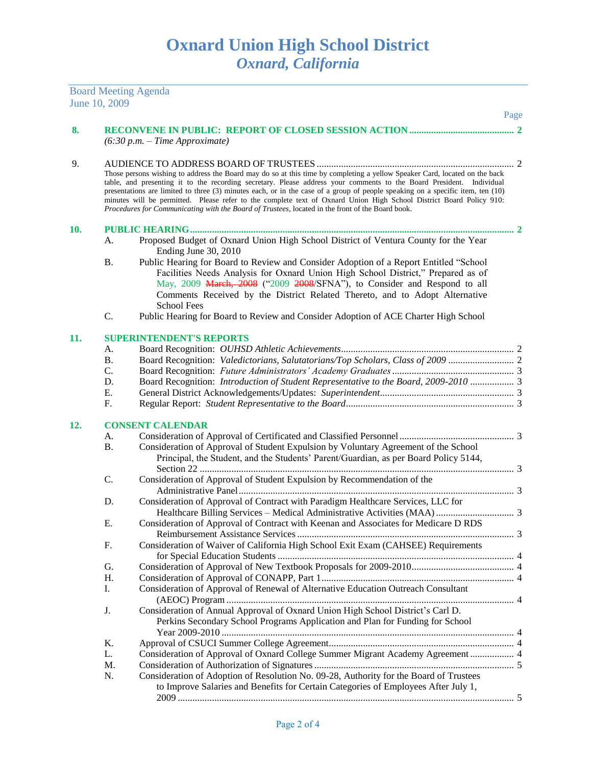# Oxnard Union High School District

## *Oxnard, California*

Board Meeting Agenda
June 10, 2009

Page

**8. RECONVENE IN PUBLIC: REPORT OF CLOSED SESSION ACTION .......... 2**
*(6:30 p.m. – Time Approximate)*

9. AUDIENCE TO ADDRESS BOARD OF TRUSTEES .......... 2
Those persons wishing to address the Board may do so at this time by completing a yellow Speaker Card, located on the back table, and presenting it to the recording secretary. Please address your comments to the Board President. Individual presentations are limited to three (3) minutes each, or in the case of a group of people speaking on a specific item, ten (10) minutes will be permitted. Please refer to the complete text of Oxnard Union High School District Board Policy 910: *Procedures for Communicating with the Board of Trustees*, located in the front of the Board book.

**10. PUBLIC HEARING .......... 2**

A. Proposed Budget of Oxnard Union High School District of Ventura County for the Year Ending June 30, 2010

B. Public Hearing for Board to Review and Consider Adoption of a Report Entitled "School Facilities Needs Analysis for Oxnard Union High School District," Prepared as of May, 2009 ~~March, 2008~~ ("2009 ~~2008~~/SFNA"), to Consider and Respond to all Comments Received by the District Related Thereto, and to Adopt Alternative School Fees

C. Public Hearing for Board to Review and Consider Adoption of ACE Charter High School

**11. SUPERINTENDENT'S REPORTS**

A. Board Recognition: *OUHSD Athletic Achievements* .......... 2

B. Board Recognition: *Valedictorians, Salutatorians/Top Scholars, Class of 2009* .......... 2

C. Board Recognition: *Future Administrators' Academy Graduates* .......... 3

D. Board Recognition: *Introduction of Student Representative to the Board, 2009-2010* .......... 3

E. General District Acknowledgements/Updates: *Superintendent* .......... 3

F. Regular Report: *Student Representative to the Board* .......... 3

**12. CONSENT CALENDAR**

A. Consideration of Approval of Certificated and Classified Personnel .......... 3

B. Consideration of Approval of Student Expulsion by Voluntary Agreement of the School Principal, the Student, and the Students' Parent/Guardian, as per Board Policy 5144, Section 22 .......... 3

C. Consideration of Approval of Student Expulsion by Recommendation of the Administrative Panel .......... 3

D. Consideration of Approval of Contract with Paradigm Healthcare Services, LLC for Healthcare Billing Services – Medical Administrative Activities (MAA) .......... 3

E. Consideration of Approval of Contract with Keenan and Associates for Medicare D RDS Reimbursement Assistance Services .......... 3

F. Consideration of Waiver of California High School Exit Exam (CAHSEE) Requirements for Special Education Students .......... 4

G. Consideration of Approval of New Textbook Proposals for 2009-2010 .......... 4

H. Consideration of Approval of CONAPP, Part 1 .......... 4

I. Consideration of Approval of Renewal of Alternative Education Outreach Consultant (AEOC) Program .......... 4

J. Consideration of Annual Approval of Oxnard Union High School District's Carl D. Perkins Secondary School Programs Application and Plan for Funding for School Year 2009-2010 .......... 4

K. Approval of CSUCI Summer College Agreement .......... 4

L. Consideration of Approval of Oxnard College Summer Migrant Academy Agreement .......... 4

M. Consideration of Authorization of Signatures .......... 5

N. Consideration of Adoption of Resolution No. 09-28, Authority for the Board of Trustees to Improve Salaries and Benefits for Certain Categories of Employees After July 1, 2009 .......... 5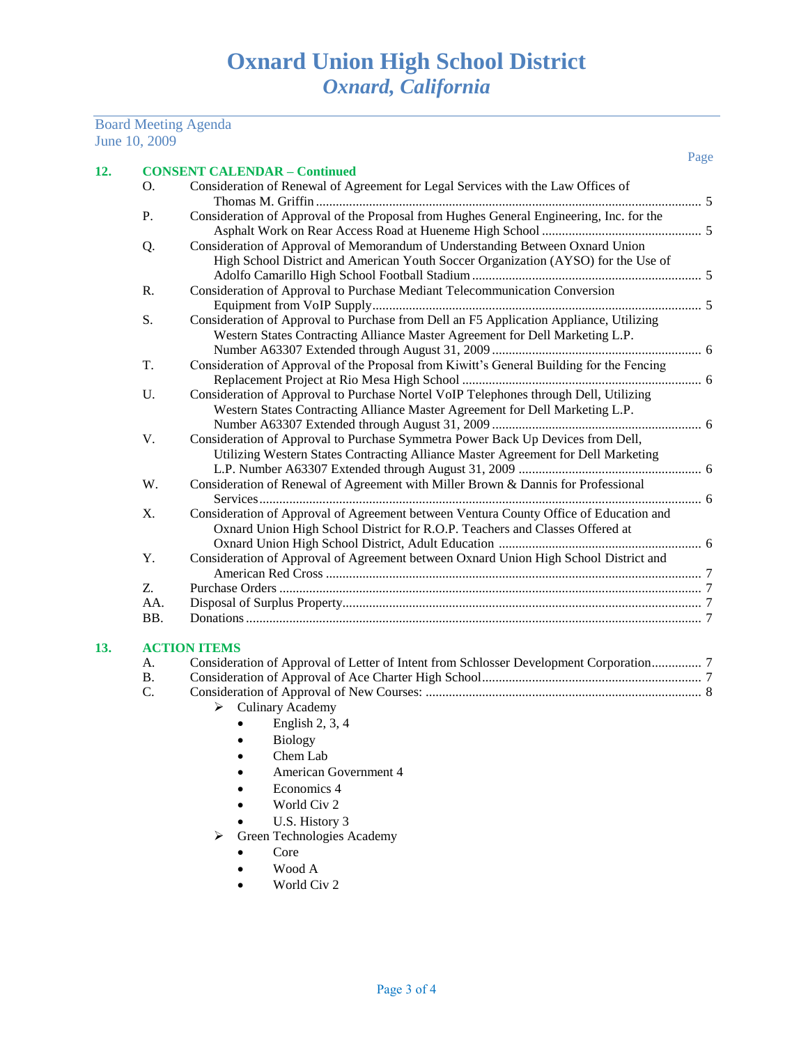# Oxnard Union High School District
## *Oxnard, California*

Board Meeting Agenda
June 10, 2009

Page

**12. CONSENT CALENDAR – Continued**

- O. Consideration of Renewal of Agreement for Legal Services with the Law Offices of Thomas M. Griffin .......... 5
- P. Consideration of Approval of the Proposal from Hughes General Engineering, Inc. for the Asphalt Work on Rear Access Road at Hueneme High School .......... 5
- Q. Consideration of Approval of Memorandum of Understanding Between Oxnard Union High School District and American Youth Soccer Organization (AYSO) for the Use of Adolfo Camarillo High School Football Stadium .......... 5
- R. Consideration of Approval to Purchase Mediant Telecommunication Conversion Equipment from VoIP Supply .......... 5
- S. Consideration of Approval to Purchase from Dell an F5 Application Appliance, Utilizing Western States Contracting Alliance Master Agreement for Dell Marketing L.P. Number A63307 Extended through August 31, 2009 .......... 6
- T. Consideration of Approval of the Proposal from Kiwitt's General Building for the Fencing Replacement Project at Rio Mesa High School .......... 6
- U. Consideration of Approval to Purchase Nortel VoIP Telephones through Dell, Utilizing Western States Contracting Alliance Master Agreement for Dell Marketing L.P. Number A63307 Extended through August 31, 2009 .......... 6
- V. Consideration of Approval to Purchase Symmetra Power Back Up Devices from Dell, Utilizing Western States Contracting Alliance Master Agreement for Dell Marketing L.P. Number A63307 Extended through August 31, 2009 .......... 6
- W. Consideration of Renewal of Agreement with Miller Brown & Dannis for Professional Services .......... 6
- X. Consideration of Approval of Agreement between Ventura County Office of Education and Oxnard Union High School District for R.O.P. Teachers and Classes Offered at Oxnard Union High School District, Adult Education .......... 6
- Y. Consideration of Approval of Agreement between Oxnard Union High School District and American Red Cross .......... 7
- Z. Purchase Orders .......... 7
- AA. Disposal of Surplus Property .......... 7
- BB. Donations .......... 7

**13. ACTION ITEMS**

- A. Consideration of Approval of Letter of Intent from Schlosser Development Corporation .......... 7
- B. Consideration of Approval of Ace Charter High School .......... 7
- C. Consideration of Approval of New Courses: .......... 8
  - ➢ Culinary Academy
    - English 2, 3, 4
    - Biology
    - Chem Lab
    - American Government 4
    - Economics 4
    - World Civ 2
    - U.S. History 3
  - ➢ Green Technologies Academy
    - Core
    - Wood A
    - World Civ 2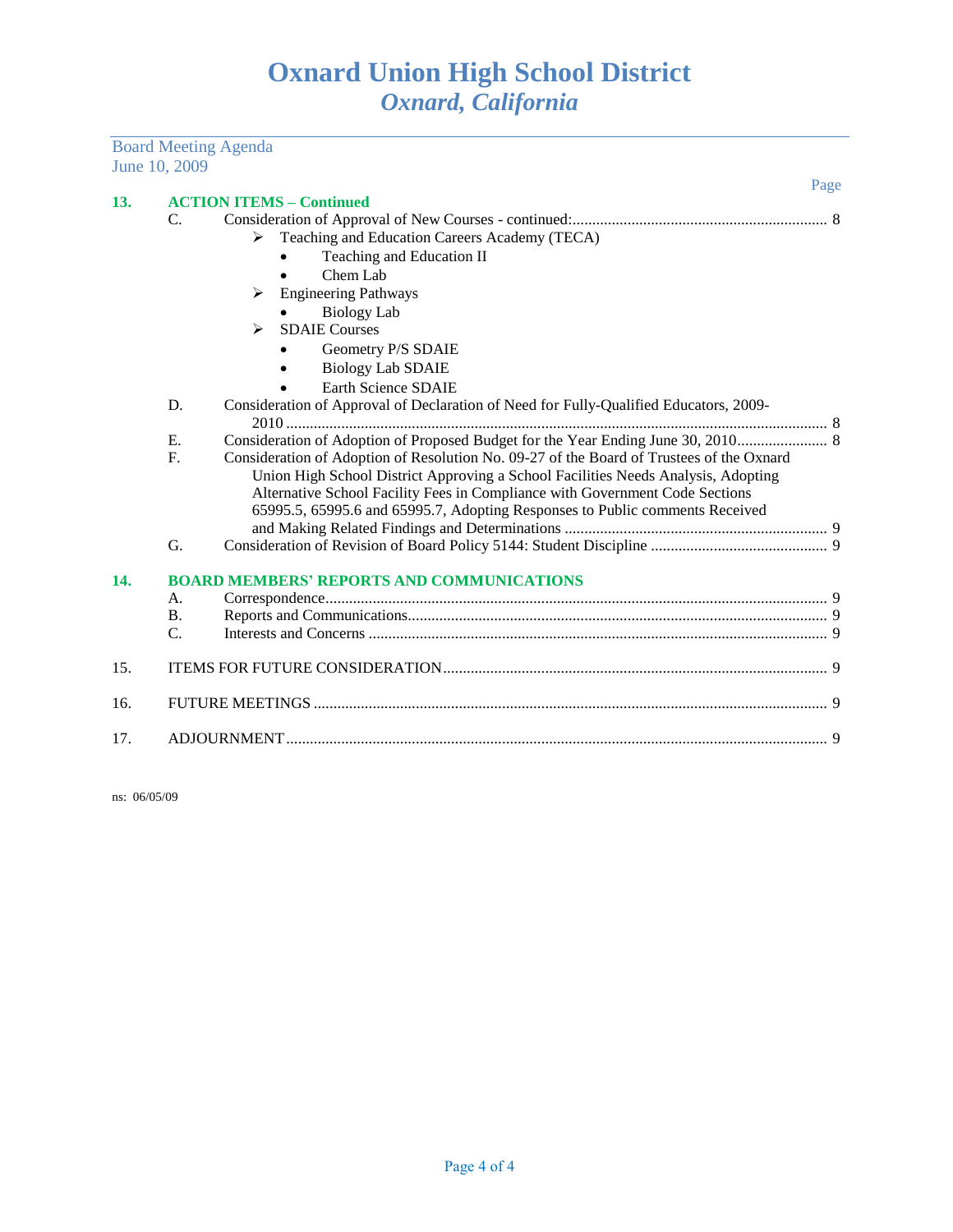# Oxnard Union High School District
## *Oxnard, California*

Board Meeting Agenda
June 10, 2009

Page

**13. ACTION ITEMS – Continued**

C. Consideration of Approval of New Courses - continued: ........ 8
- Teaching and Education Careers Academy (TECA)
  - Teaching and Education II
  - Chem Lab
- Engineering Pathways
  - Biology Lab
- SDAIE Courses
  - Geometry P/S SDAIE
  - Biology Lab SDAIE
  - Earth Science SDAIE

D. Consideration of Approval of Declaration of Need for Fully-Qualified Educators, 2009-2010 ........ 8

E. Consideration of Adoption of Proposed Budget for the Year Ending June 30, 2010........ 8

F. Consideration of Adoption of Resolution No. 09-27 of the Board of Trustees of the Oxnard Union High School District Approving a School Facilities Needs Analysis, Adopting Alternative School Facility Fees in Compliance with Government Code Sections 65995.5, 65995.6 and 65995.7, Adopting Responses to Public comments Received and Making Related Findings and Determinations ........ 9

G. Consideration of Revision of Board Policy 5144: Student Discipline ........ 9

**14. BOARD MEMBERS' REPORTS AND COMMUNICATIONS**

A. Correspondence........ 9

B. Reports and Communications........ 9

C. Interests and Concerns ........ 9

15. ITEMS FOR FUTURE CONSIDERATION........ 9

16. FUTURE MEETINGS ........ 9

17. ADJOURNMENT........ 9

ns: 06/05/09